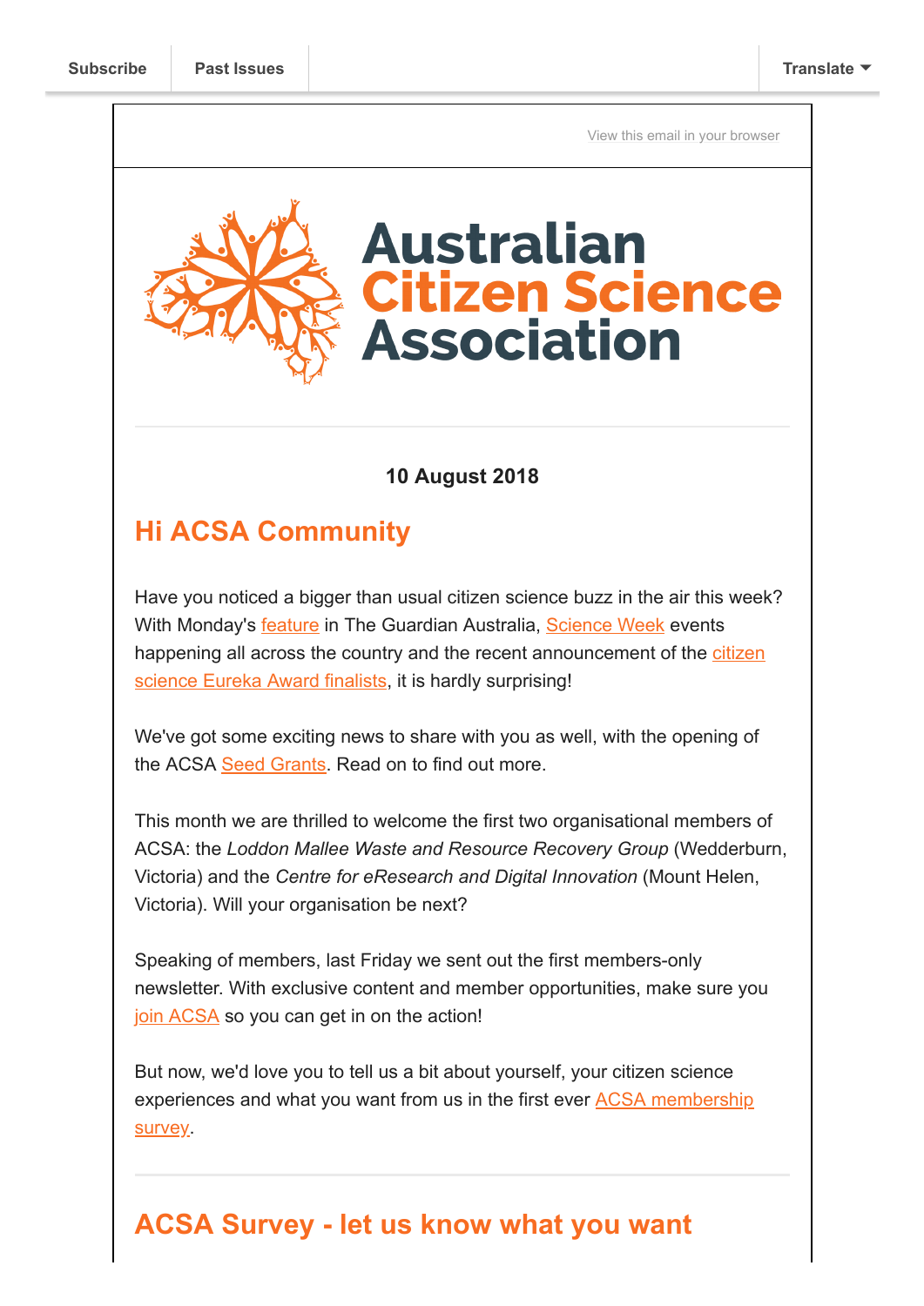Subscribe | Past Issues | Translate

View this email in your browser

# Australian Citizen Science Association

**10 August 2018**

## Hi ACSA Community

Have you noticed a bigger than usual citizen science buzz in the air this week? With Monday's feature in The Guardian Australia, Science Week events happening all across the country and the recent announcement of the citizen science Eureka Award finalists, it is hardly surprising!

We've got some exciting news to share with you as well, with the opening of the ACSA Seed Grants. Read on to find out more.

This month we are thrilled to welcome the first two organisational members of ACSA: the *Loddon Mallee Waste and Resource Recovery Group* (Wedderburn, Victoria) and the *Centre for eResearch and Digital Innovation* (Mount Helen, Victoria). Will your organisation be next?

Speaking of members, last Friday we sent out the first members-only newsletter. With exclusive content and member opportunities, make sure you join ACSA so you can get in on the action!

But now, we'd love you to tell us a bit about yourself, your citizen science experiences and what you want from us in the first ever ACSA membership survey.

## ACSA Survey - let us know what you want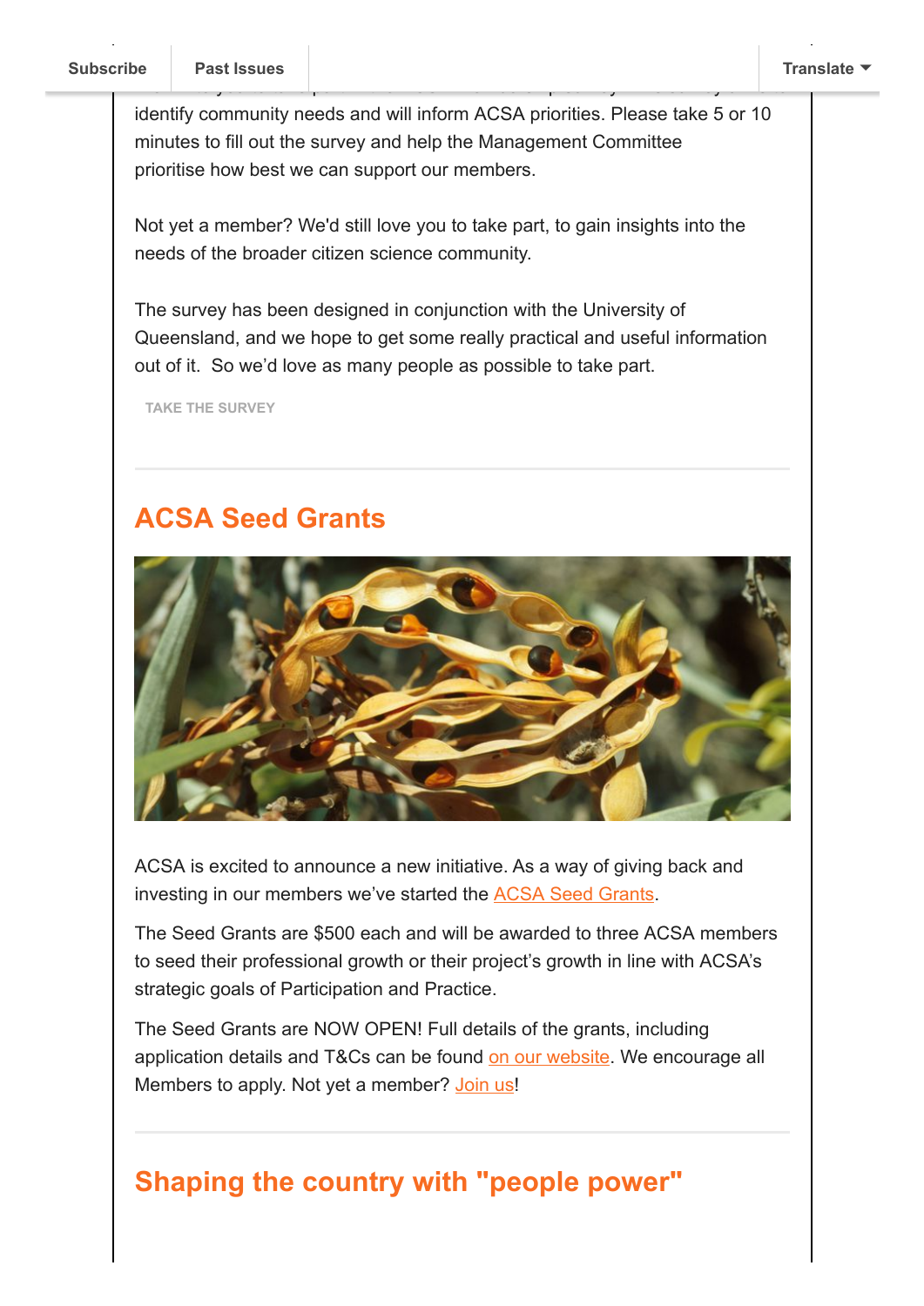identify community needs and will inform ACSA priorities. Please take 5 or 10 minutes to fill out the survey and help the Management Committee prioritise how best we can support our members.

Not yet a member? We'd still love you to take part, to gain insights into the needs of the broader citizen science community.

The survey has been designed in conjunction with the University of Queensland, and we hope to get some really practical and useful information out of it. So we'd love as many people as possible to take part.

TAKE THE SURVEY

---

## ACSA Seed Grants

ACSA is excited to announce a new initiative. As a way of giving back and investing in our members we've started the ACSA Seed Grants.

The Seed Grants are $500 each and will be awarded to three ACSA members to seed their professional growth or their project's growth in line with ACSA's strategic goals of Participation and Practice.

The Seed Grants are NOW OPEN! Full details of the grants, including application details and T&Cs can be found on our website. We encourage all Members to apply. Not yet a member? Join us!

---

## Shaping the country with "people power"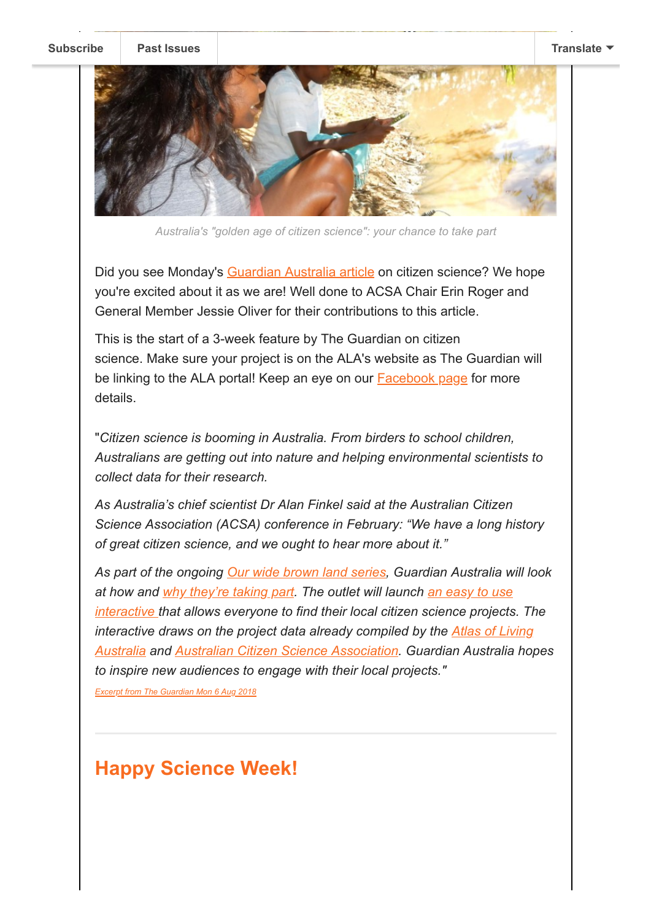Australia's "golden age of citizen science": your chance to take part

Did you see Monday's Guardian Australia article on citizen science? We hope you're excited about it as we are! Well done to ACSA Chair Erin Roger and General Member Jessie Oliver for their contributions to this article.

This is the start of a 3-week feature by The Guardian on citizen science. Make sure your project is on the ALA's website as The Guardian will be linking to the ALA portal! Keep an eye on our Facebook page for more details.

"*Citizen science is booming in Australia. From birders to school children, Australians are getting out into nature and helping environmental scientists to collect data for their research.*

*As Australia's chief scientist Dr Alan Finkel said at the Australian Citizen Science Association (ACSA) conference in February: "We have a long history of great citizen science, and we ought to hear more about it."*

*As part of the ongoing Our wide brown land series, Guardian Australia will look at how and why they're taking part. The outlet will launch an easy to use interactive that allows everyone to find their local citizen science projects. The interactive draws on the project data already compiled by the Atlas of Living Australia and Australian Citizen Science Association. Guardian Australia hopes to inspire new audiences to engage with their local projects."*

*Excerpt from The Guardian Mon 6 Aug 2018*

---

## Happy Science Week!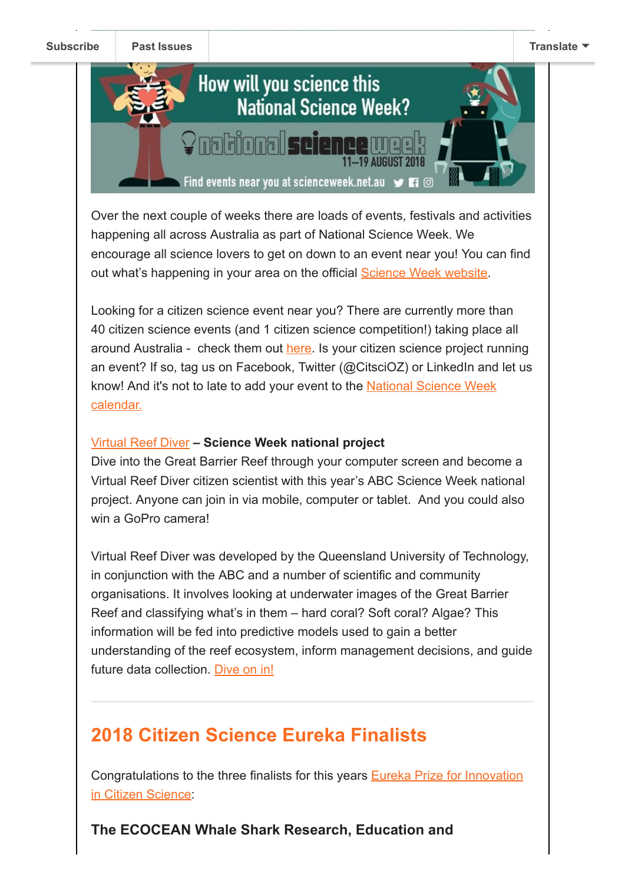Subscribe | Past Issues | Translate

Over the next couple of weeks there are loads of events, festivals and activities happening all across Australia as part of National Science Week. We encourage all science lovers to get on down to an event near you! You can find out what's happening in your area on the official Science Week website.

Looking for a citizen science event near you? There are currently more than 40 citizen science events (and 1 citizen science competition!) taking place all around Australia - check them out here. Is your citizen science project running an event? If so, tag us on Facebook, Twitter (@CitsciOZ) or LinkedIn and let us know! And it's not to late to add your event to the National Science Week calendar.

Virtual Reef Diver **– Science Week national project**
Dive into the Great Barrier Reef through your computer screen and become a Virtual Reef Diver citizen scientist with this year's ABC Science Week national project. Anyone can join in via mobile, computer or tablet. And you could also win a GoPro camera!

Virtual Reef Diver was developed by the Queensland University of Technology, in conjunction with the ABC and a number of scientific and community organisations. It involves looking at underwater images of the Great Barrier Reef and classifying what's in them – hard coral? Soft coral? Algae? This information will be fed into predictive models used to gain a better understanding of the reef ecosystem, inform management decisions, and guide future data collection. Dive on in!

## 2018 Citizen Science Eureka Finalists

Congratulations to the three finalists for this years Eureka Prize for Innovation in Citizen Science:

**The ECOCEAN Whale Shark Research, Education and**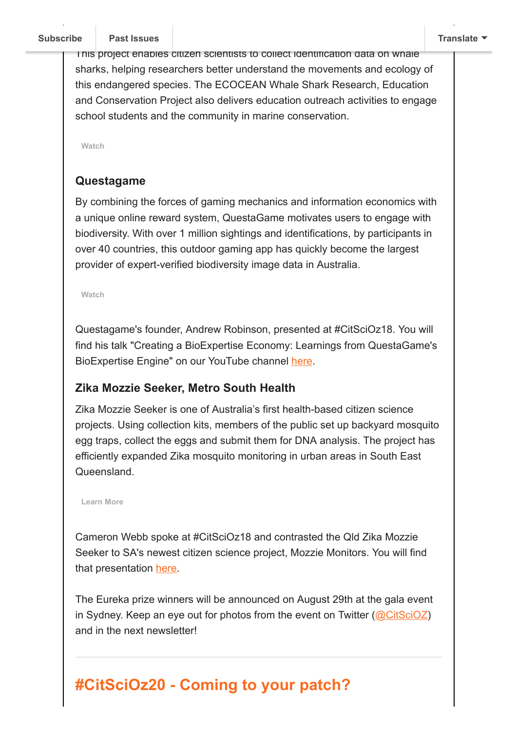This project enables citizen scientists to collect identification data on whale sharks, helping researchers better understand the movements and ecology of this endangered species. The ECOCEAN Whale Shark Research, Education and Conservation Project also delivers education outreach activities to engage school students and the community in marine conservation.

Watch

### Questagame

By combining the forces of gaming mechanics and information economics with a unique online reward system, QuestaGame motivates users to engage with biodiversity. With over 1 million sightings and identifications, by participants in over 40 countries, this outdoor gaming app has quickly become the largest provider of expert-verified biodiversity image data in Australia.

Watch

Questagame's founder, Andrew Robinson, presented at #CitSciOz18. You will find his talk "Creating a BioExpertise Economy: Learnings from QuestaGame's BioExpertise Engine" on our YouTube channel here.

### Zika Mozzie Seeker, Metro South Health

Zika Mozzie Seeker is one of Australia's first health-based citizen science projects. Using collection kits, members of the public set up backyard mosquito egg traps, collect the eggs and submit them for DNA analysis. The project has efficiently expanded Zika mosquito monitoring in urban areas in South East Queensland.

Learn More

Cameron Webb spoke at #CitSciOz18 and contrasted the Qld Zika Mozzie Seeker to SA's newest citizen science project, Mozzie Monitors. You will find that presentation here.

The Eureka prize winners will be announced on August 29th at the gala event in Sydney. Keep an eye out for photos from the event on Twitter (@CitSciOZ) and in the next newsletter!

---

## #CitSciOz20 - Coming to your patch?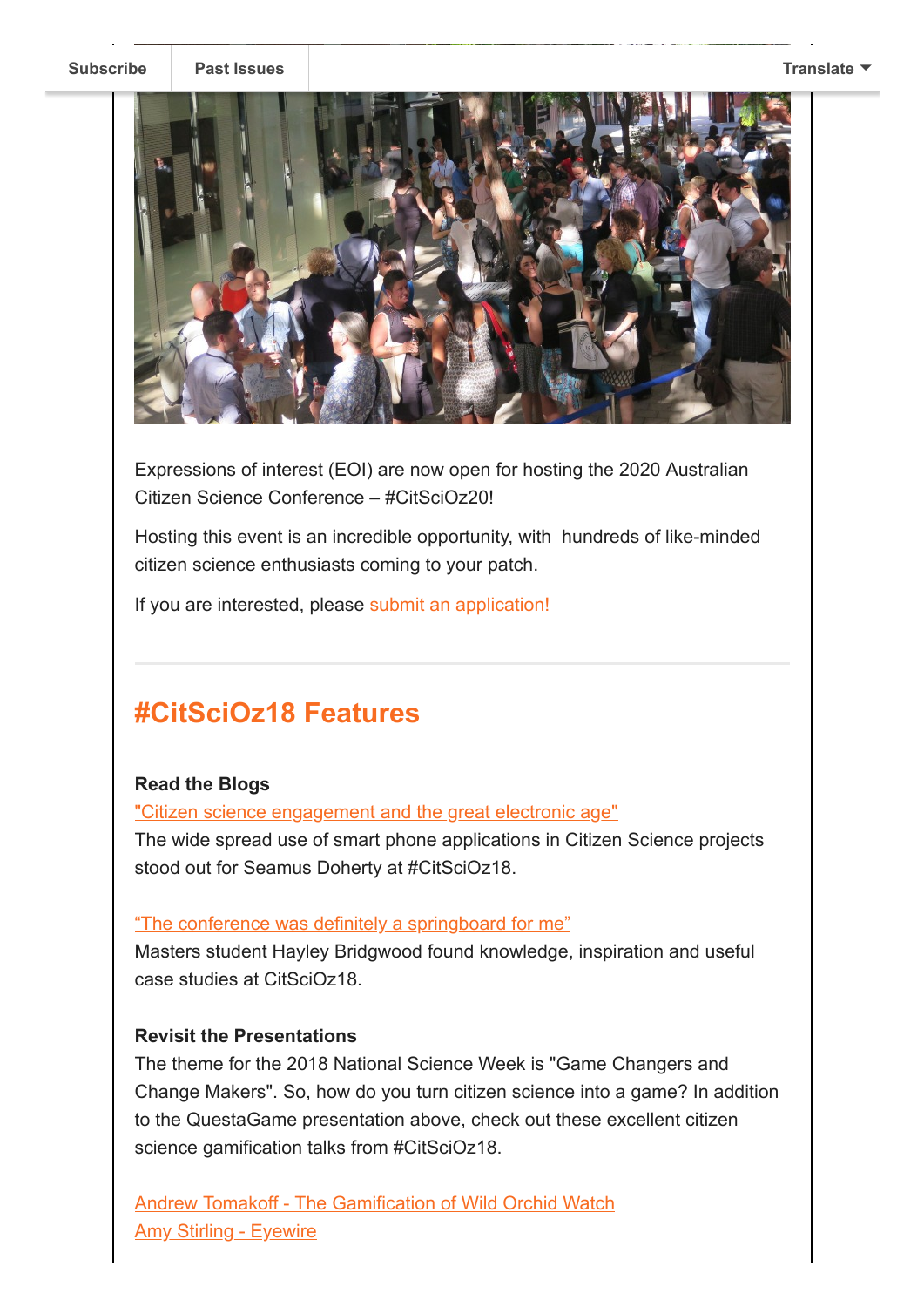Expressions of interest (EOI) are now open for hosting the 2020 Australian Citizen Science Conference – #CitSciOz20!

Hosting this event is an incredible opportunity, with hundreds of like-minded citizen science enthusiasts coming to your patch.

If you are interested, please submit an application!

---

## #CitSciOz18 Features

**Read the Blogs**

"Citizen science engagement and the great electronic age"
The wide spread use of smart phone applications in Citizen Science projects stood out for Seamus Doherty at #CitSciOz18.

"The conference was definitely a springboard for me"
Masters student Hayley Bridgwood found knowledge, inspiration and useful case studies at CitSciOz18.

**Revisit the Presentations**

The theme for the 2018 National Science Week is "Game Changers and Change Makers". So, how do you turn citizen science into a game? In addition to the QuestaGame presentation above, check out these excellent citizen science gamification talks from #CitSciOz18.

Andrew Tomakoff - The Gamification of Wild Orchid Watch
Amy Stirling - Eyewire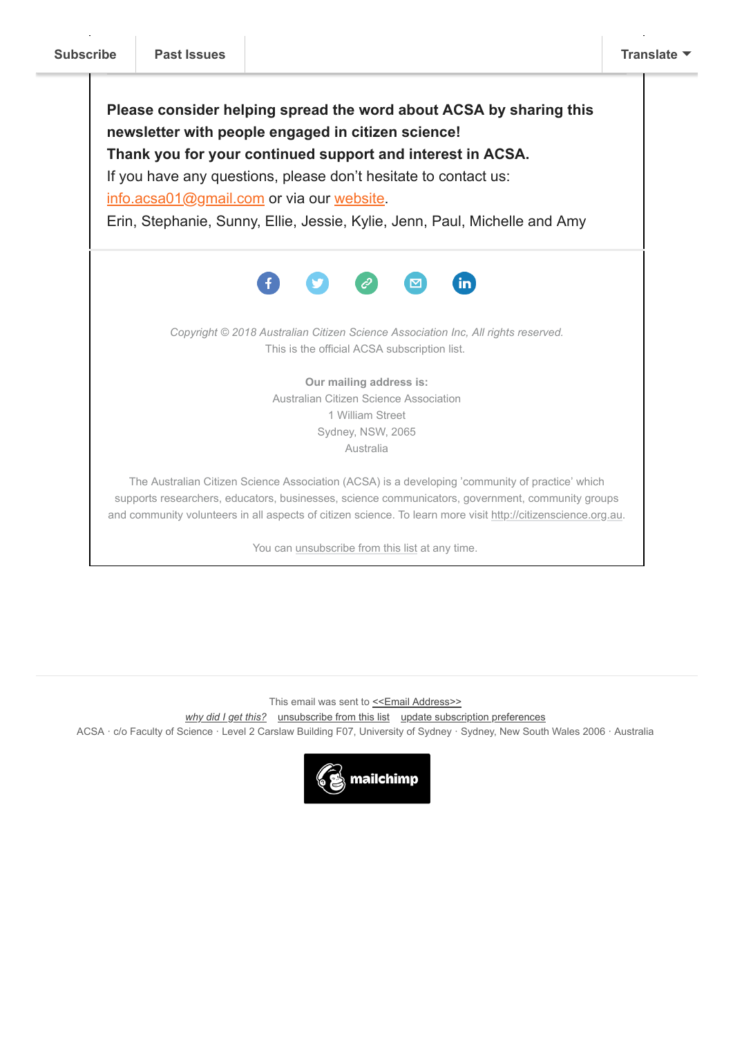Subscribe | Past Issues | Translate

**Please consider helping spread the word about ACSA by sharing this newsletter with people engaged in citizen science!**
**Thank you for your continued support and interest in ACSA.**
If you have any questions, please don't hesitate to contact us: info.acsa01@gmail.com or via our website.
Erin, Stephanie, Sunny, Ellie, Jessie, Kylie, Jenn, Paul, Michelle and Amy

*Copyright © 2018 Australian Citizen Science Association Inc, All rights reserved.*
This is the official ACSA subscription list.

**Our mailing address is:**
Australian Citizen Science Association
1 William Street
Sydney, NSW, 2065
Australia

The Australian Citizen Science Association (ACSA) is a developing 'community of practice' which supports researchers, educators, businesses, science communicators, government, community groups and community volunteers in all aspects of citizen science. To learn more visit http://citizenscience.org.au.

You can unsubscribe from this list at any time.

This email was sent to <<Email Address>>
*why did I get this?* unsubscribe from this list update subscription preferences
ACSA · c/o Faculty of Science · Level 2 Carslaw Building F07, University of Sydney · Sydney, New South Wales 2006 · Australia

mailchimp